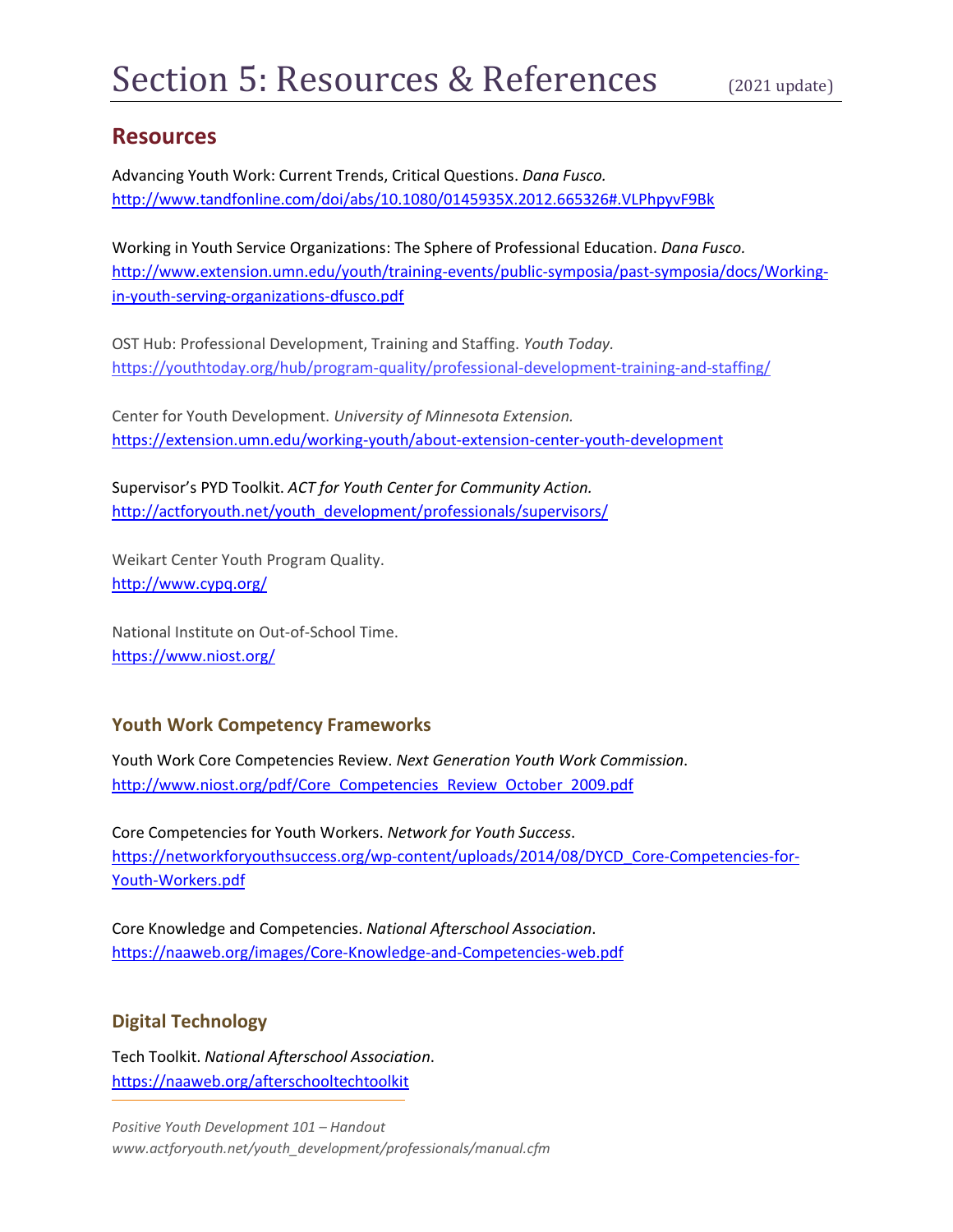# Section 5: Resources & References (2021 update)

## Resources

Advancing Youth Work: Current Trends, Critical Questions. *Dana Fusco.*
http://www.tandfonline.com/doi/abs/10.1080/0145935X.2012.665326#.VLPhpyvF9Bk

Working in Youth Service Organizations: The Sphere of Professional Education. *Dana Fusco.*
http://www.extension.umn.edu/youth/training-events/public-symposia/past-symposia/docs/Working-in-youth-serving-organizations-dfusco.pdf

OST Hub: Professional Development, Training and Staffing. *Youth Today.*
https://youthtoday.org/hub/program-quality/professional-development-training-and-staffing/

Center for Youth Development. *University of Minnesota Extension.*
https://extension.umn.edu/working-youth/about-extension-center-youth-development

Supervisor's PYD Toolkit. *ACT for Youth Center for Community Action.*
http://actforyouth.net/youth_development/professionals/supervisors/

Weikart Center Youth Program Quality.
http://www.cypq.org/

National Institute on Out-of-School Time.
https://www.niost.org/

### Youth Work Competency Frameworks

Youth Work Core Competencies Review. *Next Generation Youth Work Commission*.
http://www.niost.org/pdf/Core_Competencies_Review_October_2009.pdf

Core Competencies for Youth Workers. *Network for Youth Success*.
https://networkforyouthsuccess.org/wp-content/uploads/2014/08/DYCD_Core-Competencies-for-Youth-Workers.pdf

Core Knowledge and Competencies. *National Afterschool Association*.
https://naaweb.org/images/Core-Knowledge-and-Competencies-web.pdf

### Digital Technology

Tech Toolkit. *National Afterschool Association*.
https://naaweb.org/afterschooltechtoolkit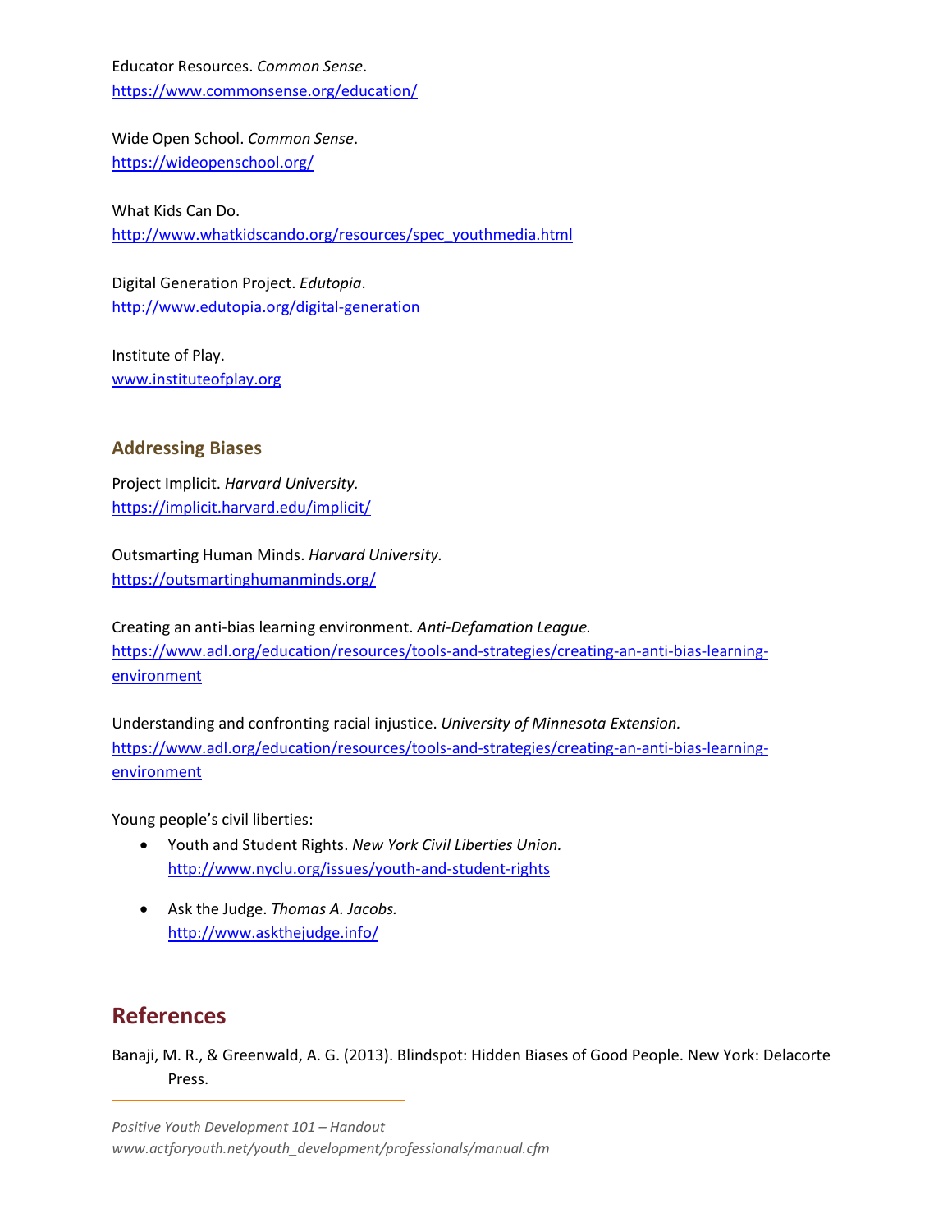Educator Resources. *Common Sense*.
https://www.commonsense.org/education/

Wide Open School. *Common Sense*.
https://wideopenschool.org/

What Kids Can Do.
http://www.whatkidscando.org/resources/spec_youthmedia.html

Digital Generation Project. *Edutopia*.
http://www.edutopia.org/digital-generation

Institute of Play.
www.instituteofplay.org

### Addressing Biases

Project Implicit. *Harvard University.*
https://implicit.harvard.edu/implicit/

Outsmarting Human Minds. *Harvard University.*
https://outsmartinghumanminds.org/

Creating an anti-bias learning environment. *Anti-Defamation League.*
https://www.adl.org/education/resources/tools-and-strategies/creating-an-anti-bias-learning-environment

Understanding and confronting racial injustice. *University of Minnesota Extension.*
https://www.adl.org/education/resources/tools-and-strategies/creating-an-anti-bias-learning-environment

Young people's civil liberties:

- Youth and Student Rights. *New York Civil Liberties Union.*
  http://www.nyclu.org/issues/youth-and-student-rights
- Ask the Judge. *Thomas A. Jacobs.*
  http://www.askthejudge.info/

## References

Banaji, M. R., & Greenwald, A. G. (2013). Blindspot: Hidden Biases of Good People. New York: Delacorte Press.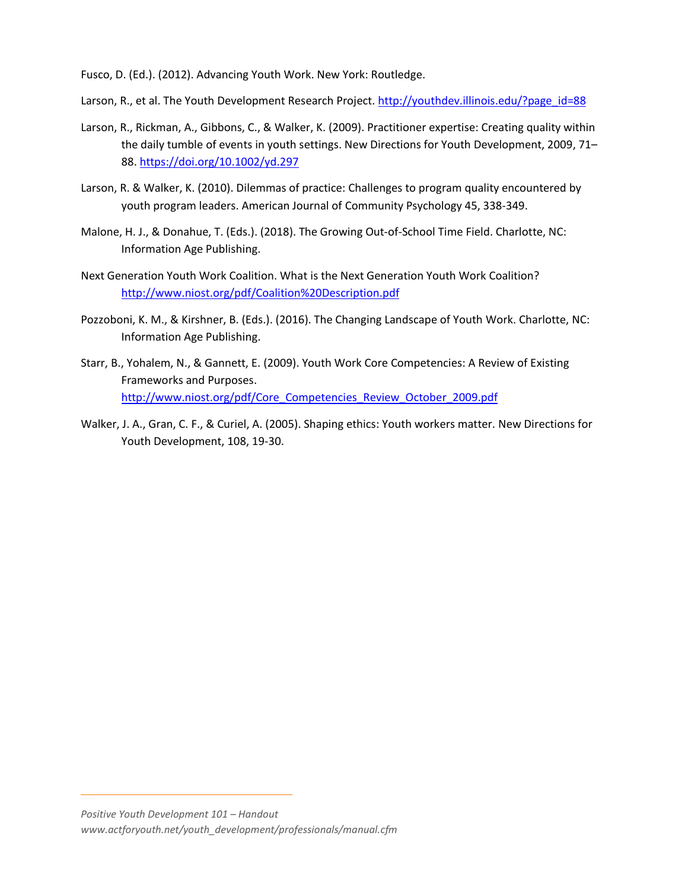Fusco, D. (Ed.). (2012). Advancing Youth Work. New York: Routledge.

Larson, R., et al. The Youth Development Research Project. http://youthdev.illinois.edu/?page_id=88

Larson, R., Rickman, A., Gibbons, C., & Walker, K. (2009). Practitioner expertise: Creating quality within the daily tumble of events in youth settings. New Directions for Youth Development, 2009, 71–88. https://doi.org/10.1002/yd.297

Larson, R. & Walker, K. (2010). Dilemmas of practice: Challenges to program quality encountered by youth program leaders. American Journal of Community Psychology 45, 338-349.

Malone, H. J., & Donahue, T. (Eds.). (2018). The Growing Out-of-School Time Field. Charlotte, NC: Information Age Publishing.

Next Generation Youth Work Coalition. What is the Next Generation Youth Work Coalition? http://www.niost.org/pdf/Coalition%20Description.pdf

Pozzoboni, K. M., & Kirshner, B. (Eds.). (2016). The Changing Landscape of Youth Work. Charlotte, NC: Information Age Publishing.

Starr, B., Yohalem, N., & Gannett, E. (2009). Youth Work Core Competencies: A Review of Existing Frameworks and Purposes. http://www.niost.org/pdf/Core_Competencies_Review_October_2009.pdf

Walker, J. A., Gran, C. F., & Curiel, A. (2005). Shaping ethics: Youth workers matter. New Directions for Youth Development, 108, 19-30.